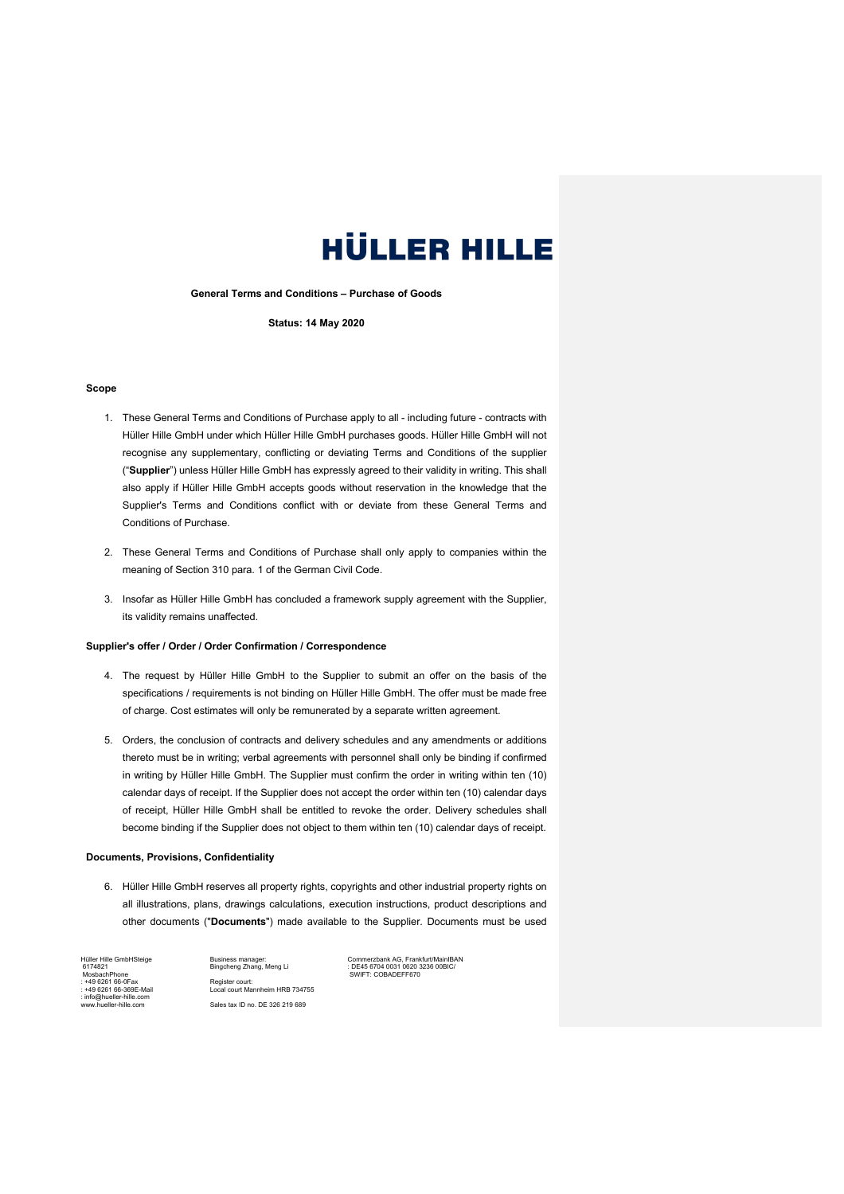# HÜLLER HILLE

**General Terms and Conditions – Purchase of Goods**

**Status: 14 May 2020**

## Scope

1. These General Terms and Conditions of Purchase apply to all - including future - contracts with Hüller Hille GmbH under which Hüller Hille GmbH purchases goods. Hüller Hille GmbH will not recognise any supplementary, conflicting or deviating Terms and Conditions of the supplier ("**Supplier**") unless Hüller Hille GmbH has expressly agreed to their validity in writing. This shall also apply if Hüller Hille GmbH accepts goods without reservation in the knowledge that the Supplier's Terms and Conditions conflict with or deviate from these General Terms and Conditions of Purchase.

2. These General Terms and Conditions of Purchase shall only apply to companies within the meaning of Section 310 para. 1 of the German Civil Code.

3. Insofar as Hüller Hille GmbH has concluded a framework supply agreement with the Supplier, its validity remains unaffected.

## Supplier's offer / Order / Order Confirmation / Correspondence

4. The request by Hüller Hille GmbH to the Supplier to submit an offer on the basis of the specifications / requirements is not binding on Hüller Hille GmbH. The offer must be made free of charge. Cost estimates will only be remunerated by a separate written agreement.

5. Orders, the conclusion of contracts and delivery schedules and any amendments or additions thereto must be in writing; verbal agreements with personnel shall only be binding if confirmed in writing by Hüller Hille GmbH. The Supplier must confirm the order in writing within ten (10) calendar days of receipt. If the Supplier does not accept the order within ten (10) calendar days of receipt, Hüller Hille GmbH shall be entitled to revoke the order. Delivery schedules shall become binding if the Supplier does not object to them within ten (10) calendar days of receipt.

## Documents, Provisions, Confidentiality

6. Hüller Hille GmbH reserves all property rights, copyrights and other industrial property rights on all illustrations, plans, drawings calculations, execution instructions, product descriptions and other documents ("**Documents**") made available to the Supplier. Documents must be used

Hüller Hille GmbH Steige 61 74821 Mosbach
Phone: +49 6261 66-0
Fax: +49 6261 66-369
E-Mail: info@hueller-hille.com
www.hueller-hille.com

Business manager: Bingcheng Zhang, Meng Li

Register court: Local court Mannheim HRB 734755

Sales tax ID no. DE 326 219 689

Commerzbank AG, Frankfurt/Main
IBAN: DE45 6704 0031 0620 3236 00
BIC/SWIFT: COBADEFF670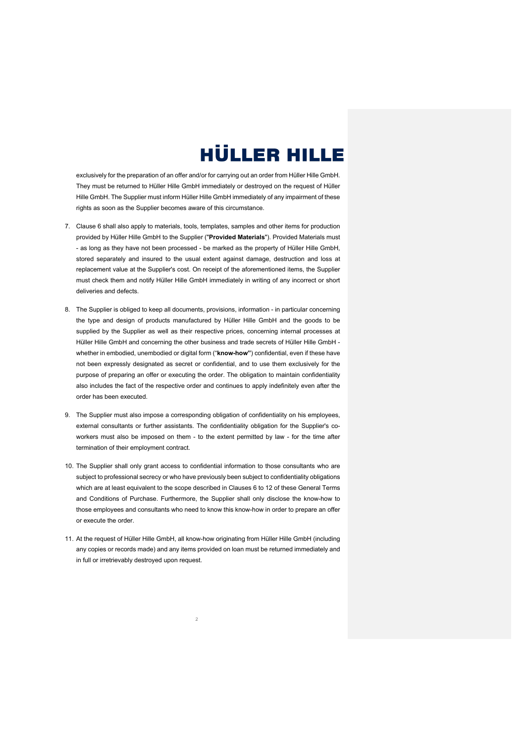exclusively for the preparation of an offer and/or for carrying out an order from Hüller Hille GmbH. They must be returned to Hüller Hille GmbH immediately or destroyed on the request of Hüller Hille GmbH. The Supplier must inform Hüller Hille GmbH immediately of any impairment of these rights as soon as the Supplier becomes aware of this circumstance.

7. Clause 6 shall also apply to materials, tools, templates, samples and other items for production provided by Hüller Hille GmbH to the Supplier ("**Provided Materials**"). Provided Materials must - as long as they have not been processed - be marked as the property of Hüller Hille GmbH, stored separately and insured to the usual extent against damage, destruction and loss at replacement value at the Supplier's cost. On receipt of the aforementioned items, the Supplier must check them and notify Hüller Hille GmbH immediately in writing of any incorrect or short deliveries and defects.

8. The Supplier is obliged to keep all documents, provisions, information - in particular concerning the type and design of products manufactured by Hüller Hille GmbH and the goods to be supplied by the Supplier as well as their respective prices, concerning internal processes at Hüller Hille GmbH and concerning the other business and trade secrets of Hüller Hille GmbH - whether in embodied, unembodied or digital form ("**know-how"**) confidential, even if these have not been expressly designated as secret or confidential, and to use them exclusively for the purpose of preparing an offer or executing the order. The obligation to maintain confidentiality also includes the fact of the respective order and continues to apply indefinitely even after the order has been executed.

9. The Supplier must also impose a corresponding obligation of confidentiality on his employees, external consultants or further assistants. The confidentiality obligation for the Supplier's co-workers must also be imposed on them - to the extent permitted by law - for the time after termination of their employment contract.

10. The Supplier shall only grant access to confidential information to those consultants who are subject to professional secrecy or who have previously been subject to confidentiality obligations which are at least equivalent to the scope described in Clauses 6 to 12 of these General Terms and Conditions of Purchase. Furthermore, the Supplier shall only disclose the know-how to those employees and consultants who need to know this know-how in order to prepare an offer or execute the order.

11. At the request of Hüller Hille GmbH, all know-how originating from Hüller Hille GmbH (including any copies or records made) and any items provided on loan must be returned immediately and in full or irretrievably destroyed upon request.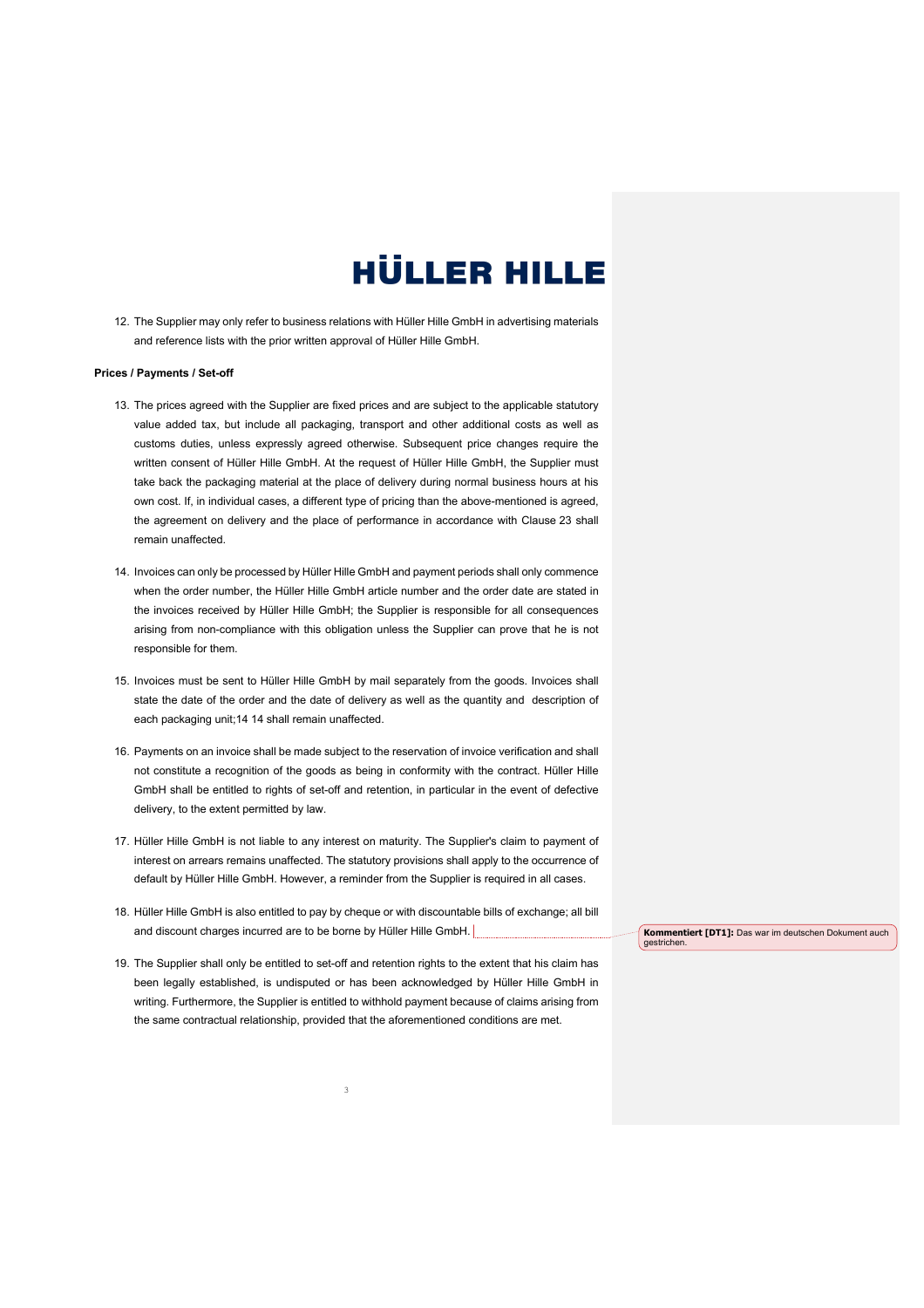12. The Supplier may only refer to business relations with Hüller Hille GmbH in advertising materials and reference lists with the prior written approval of Hüller Hille GmbH.

**Prices / Payments / Set-off**

13. The prices agreed with the Supplier are fixed prices and are subject to the applicable statutory value added tax, but include all packaging, transport and other additional costs as well as customs duties, unless expressly agreed otherwise. Subsequent price changes require the written consent of Hüller Hille GmbH. At the request of Hüller Hille GmbH, the Supplier must take back the packaging material at the place of delivery during normal business hours at his own cost. If, in individual cases, a different type of pricing than the above-mentioned is agreed, the agreement on delivery and the place of performance in accordance with Clause 23 shall remain unaffected.

14. Invoices can only be processed by Hüller Hille GmbH and payment periods shall only commence when the order number, the Hüller Hille GmbH article number and the order date are stated in the invoices received by Hüller Hille GmbH; the Supplier is responsible for all consequences arising from non-compliance with this obligation unless the Supplier can prove that he is not responsible for them.

15. Invoices must be sent to Hüller Hille GmbH by mail separately from the goods. Invoices shall state the date of the order and the date of delivery as well as the quantity and description of each packaging unit;14 14 shall remain unaffected.

16. Payments on an invoice shall be made subject to the reservation of invoice verification and shall not constitute a recognition of the goods as being in conformity with the contract. Hüller Hille GmbH shall be entitled to rights of set-off and retention, in particular in the event of defective delivery, to the extent permitted by law.

17. Hüller Hille GmbH is not liable to any interest on maturity. The Supplier's claim to payment of interest on arrears remains unaffected. The statutory provisions shall apply to the occurrence of default by Hüller Hille GmbH. However, a reminder from the Supplier is required in all cases.

18. Hüller Hille GmbH is also entitled to pay by cheque or with discountable bills of exchange; all bill and discount charges incurred are to be borne by Hüller Hille GmbH.

19. The Supplier shall only be entitled to set-off and retention rights to the extent that his claim has been legally established, is undisputed or has been acknowledged by Hüller Hille GmbH in writing. Furthermore, the Supplier is entitled to withhold payment because of claims arising from the same contractual relationship, provided that the aforementioned conditions are met.

**Kommentiert [DT1]:** Das war im deutschen Dokument auch gestrichen.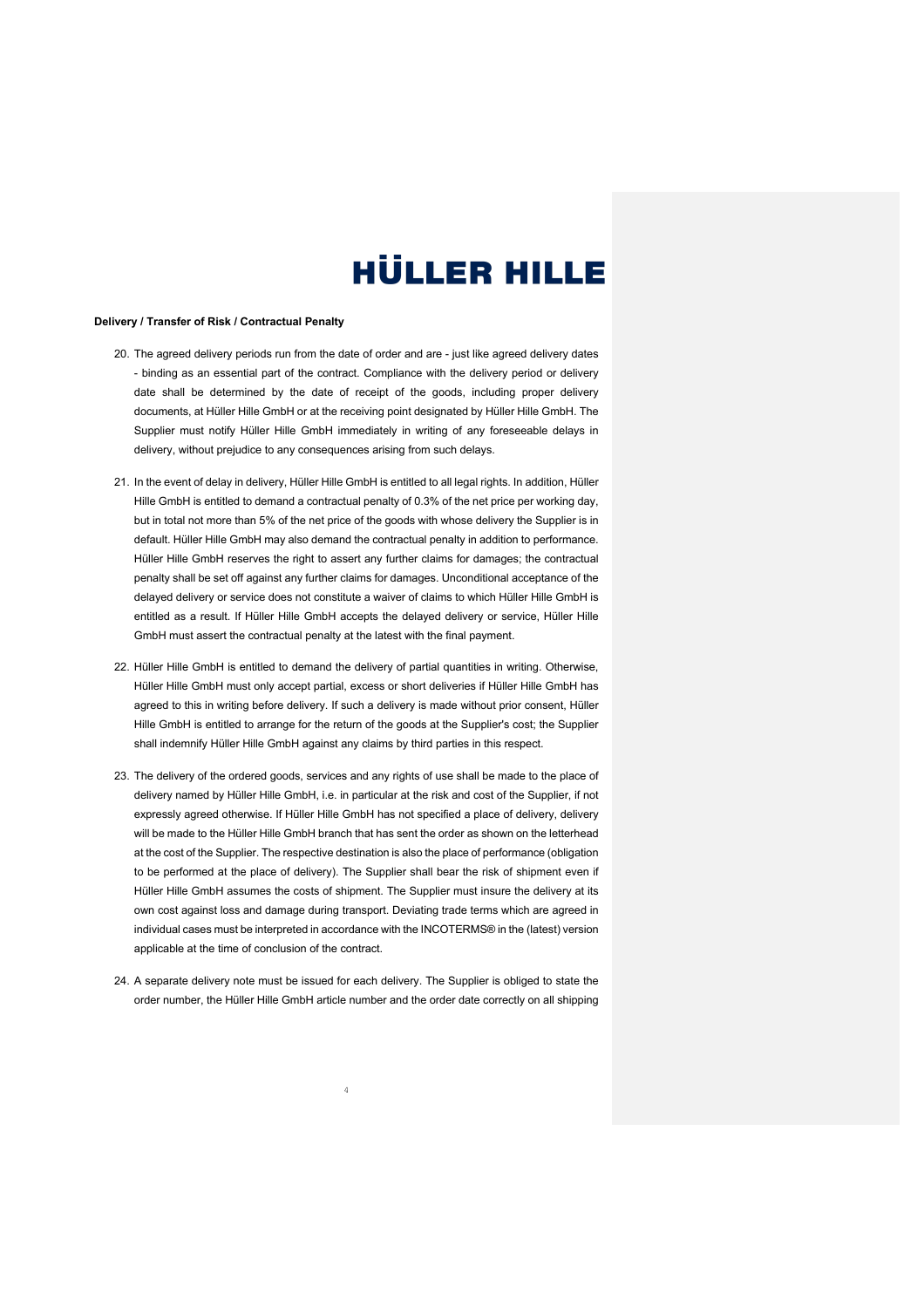**Delivery / Transfer of Risk / Contractual Penalty**

20. The agreed delivery periods run from the date of order and are - just like agreed delivery dates - binding as an essential part of the contract. Compliance with the delivery period or delivery date shall be determined by the date of receipt of the goods, including proper delivery documents, at Hüller Hille GmbH or at the receiving point designated by Hüller Hille GmbH. The Supplier must notify Hüller Hille GmbH immediately in writing of any foreseeable delays in delivery, without prejudice to any consequences arising from such delays.

21. In the event of delay in delivery, Hüller Hille GmbH is entitled to all legal rights. In addition, Hüller Hille GmbH is entitled to demand a contractual penalty of 0.3% of the net price per working day, but in total not more than 5% of the net price of the goods with whose delivery the Supplier is in default. Hüller Hille GmbH may also demand the contractual penalty in addition to performance. Hüller Hille GmbH reserves the right to assert any further claims for damages; the contractual penalty shall be set off against any further claims for damages. Unconditional acceptance of the delayed delivery or service does not constitute a waiver of claims to which Hüller Hille GmbH is entitled as a result. If Hüller Hille GmbH accepts the delayed delivery or service, Hüller Hille GmbH must assert the contractual penalty at the latest with the final payment.

22. Hüller Hille GmbH is entitled to demand the delivery of partial quantities in writing. Otherwise, Hüller Hille GmbH must only accept partial, excess or short deliveries if Hüller Hille GmbH has agreed to this in writing before delivery. If such a delivery is made without prior consent, Hüller Hille GmbH is entitled to arrange for the return of the goods at the Supplier's cost; the Supplier shall indemnify Hüller Hille GmbH against any claims by third parties in this respect.

23. The delivery of the ordered goods, services and any rights of use shall be made to the place of delivery named by Hüller Hille GmbH, i.e. in particular at the risk and cost of the Supplier, if not expressly agreed otherwise. If Hüller Hille GmbH has not specified a place of delivery, delivery will be made to the Hüller Hille GmbH branch that has sent the order as shown on the letterhead at the cost of the Supplier. The respective destination is also the place of performance (obligation to be performed at the place of delivery). The Supplier shall bear the risk of shipment even if Hüller Hille GmbH assumes the costs of shipment. The Supplier must insure the delivery at its own cost against loss and damage during transport. Deviating trade terms which are agreed in individual cases must be interpreted in accordance with the INCOTERMS® in the (latest) version applicable at the time of conclusion of the contract.

24. A separate delivery note must be issued for each delivery. The Supplier is obliged to state the order number, the Hüller Hille GmbH article number and the order date correctly on all shipping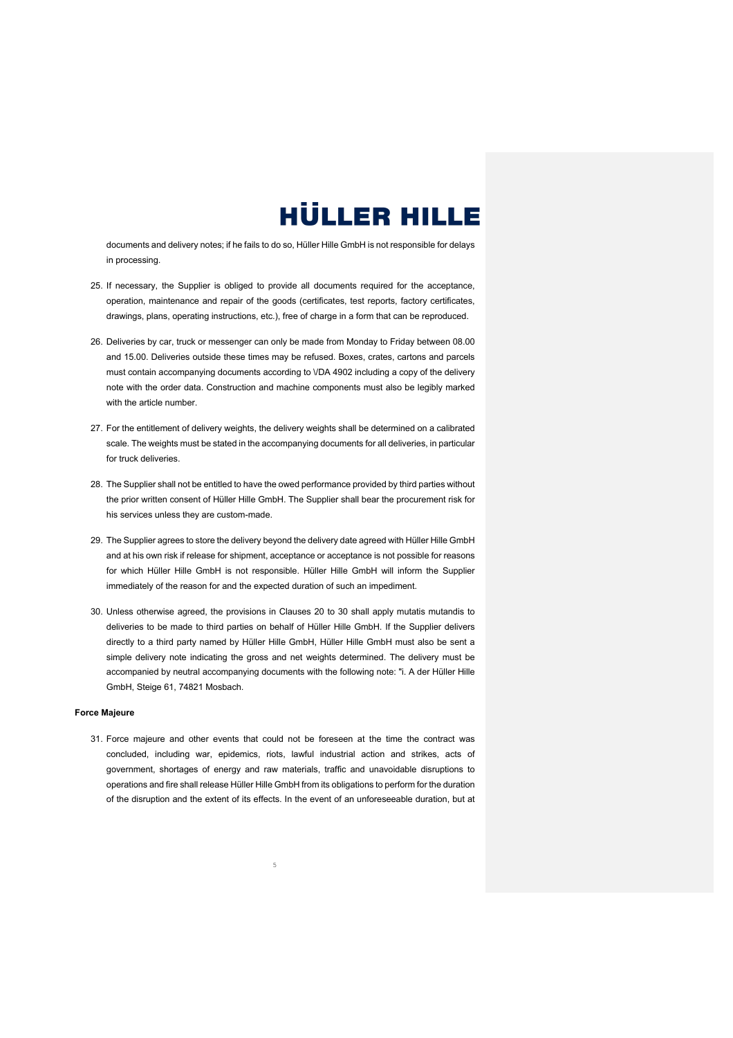documents and delivery notes; if he fails to do so, Hüller Hille GmbH is not responsible for delays in processing.

25. If necessary, the Supplier is obliged to provide all documents required for the acceptance, operation, maintenance and repair of the goods (certificates, test reports, factory certificates, drawings, plans, operating instructions, etc.), free of charge in a form that can be reproduced.

26. Deliveries by car, truck or messenger can only be made from Monday to Friday between 08.00 and 15.00. Deliveries outside these times may be refused. Boxes, crates, cartons and parcels must contain accompanying documents according to VDA 4902 including a copy of the delivery note with the order data. Construction and machine components must also be legibly marked with the article number.

27. For the entitlement of delivery weights, the delivery weights shall be determined on a calibrated scale. The weights must be stated in the accompanying documents for all deliveries, in particular for truck deliveries.

28. The Supplier shall not be entitled to have the owed performance provided by third parties without the prior written consent of Hüller Hille GmbH. The Supplier shall bear the procurement risk for his services unless they are custom-made.

29. The Supplier agrees to store the delivery beyond the delivery date agreed with Hüller Hille GmbH and at his own risk if release for shipment, acceptance or acceptance is not possible for reasons for which Hüller Hille GmbH is not responsible. Hüller Hille GmbH will inform the Supplier immediately of the reason for and the expected duration of such an impediment.

30. Unless otherwise agreed, the provisions in Clauses 20 to 30 shall apply mutatis mutandis to deliveries to be made to third parties on behalf of Hüller Hille GmbH. If the Supplier delivers directly to a third party named by Hüller Hille GmbH, Hüller Hille GmbH must also be sent a simple delivery note indicating the gross and net weights determined. The delivery must be accompanied by neutral accompanying documents with the following note: "i. A der Hüller Hille GmbH, Steige 61, 74821 Mosbach.

**Force Majeure**

31. Force majeure and other events that could not be foreseen at the time the contract was concluded, including war, epidemics, riots, lawful industrial action and strikes, acts of government, shortages of energy and raw materials, traffic and unavoidable disruptions to operations and fire shall release Hüller Hille GmbH from its obligations to perform for the duration of the disruption and the extent of its effects. In the event of an unforeseeable duration, but at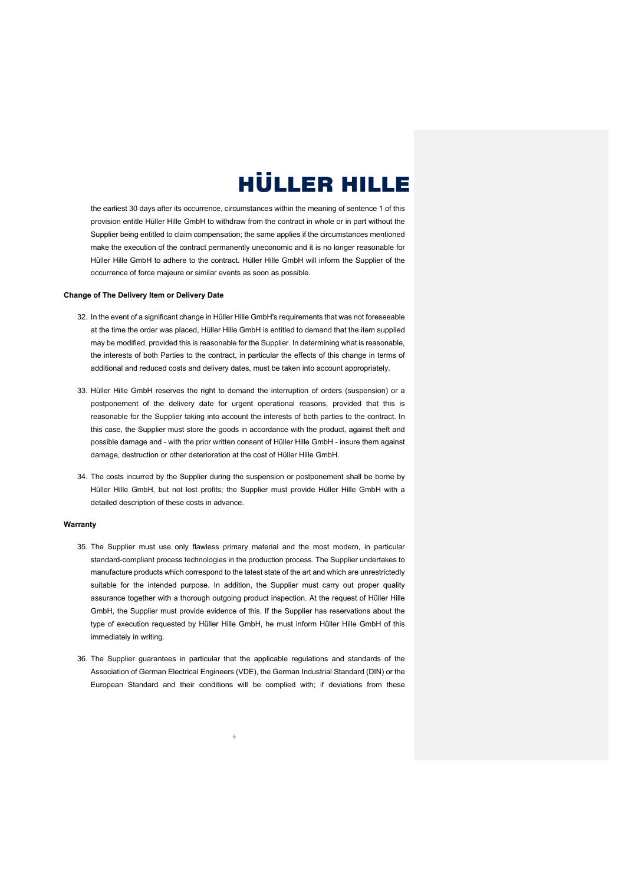the earliest 30 days after its occurrence, circumstances within the meaning of sentence 1 of this provision entitle Hüller Hille GmbH to withdraw from the contract in whole or in part without the Supplier being entitled to claim compensation; the same applies if the circumstances mentioned make the execution of the contract permanently uneconomic and it is no longer reasonable for Hüller Hille GmbH to adhere to the contract. Hüller Hille GmbH will inform the Supplier of the occurrence of force majeure or similar events as soon as possible.

**Change of The Delivery Item or Delivery Date**

32. In the event of a significant change in Hüller Hille GmbH's requirements that was not foreseeable at the time the order was placed, Hüller Hille GmbH is entitled to demand that the item supplied may be modified, provided this is reasonable for the Supplier. In determining what is reasonable, the interests of both Parties to the contract, in particular the effects of this change in terms of additional and reduced costs and delivery dates, must be taken into account appropriately.

33. Hüller Hille GmbH reserves the right to demand the interruption of orders (suspension) or a postponement of the delivery date for urgent operational reasons, provided that this is reasonable for the Supplier taking into account the interests of both parties to the contract. In this case, the Supplier must store the goods in accordance with the product, against theft and possible damage and - with the prior written consent of Hüller Hille GmbH - insure them against damage, destruction or other deterioration at the cost of Hüller Hille GmbH.

34. The costs incurred by the Supplier during the suspension or postponement shall be borne by Hüller Hille GmbH, but not lost profits; the Supplier must provide Hüller Hille GmbH with a detailed description of these costs in advance.

**Warranty**

35. The Supplier must use only flawless primary material and the most modern, in particular standard-compliant process technologies in the production process. The Supplier undertakes to manufacture products which correspond to the latest state of the art and which are unrestrictedly suitable for the intended purpose. In addition, the Supplier must carry out proper quality assurance together with a thorough outgoing product inspection. At the request of Hüller Hille GmbH, the Supplier must provide evidence of this. If the Supplier has reservations about the type of execution requested by Hüller Hille GmbH, he must inform Hüller Hille GmbH of this immediately in writing.

36. The Supplier guarantees in particular that the applicable regulations and standards of the Association of German Electrical Engineers (VDE), the German Industrial Standard (DIN) or the European Standard and their conditions will be complied with; if deviations from these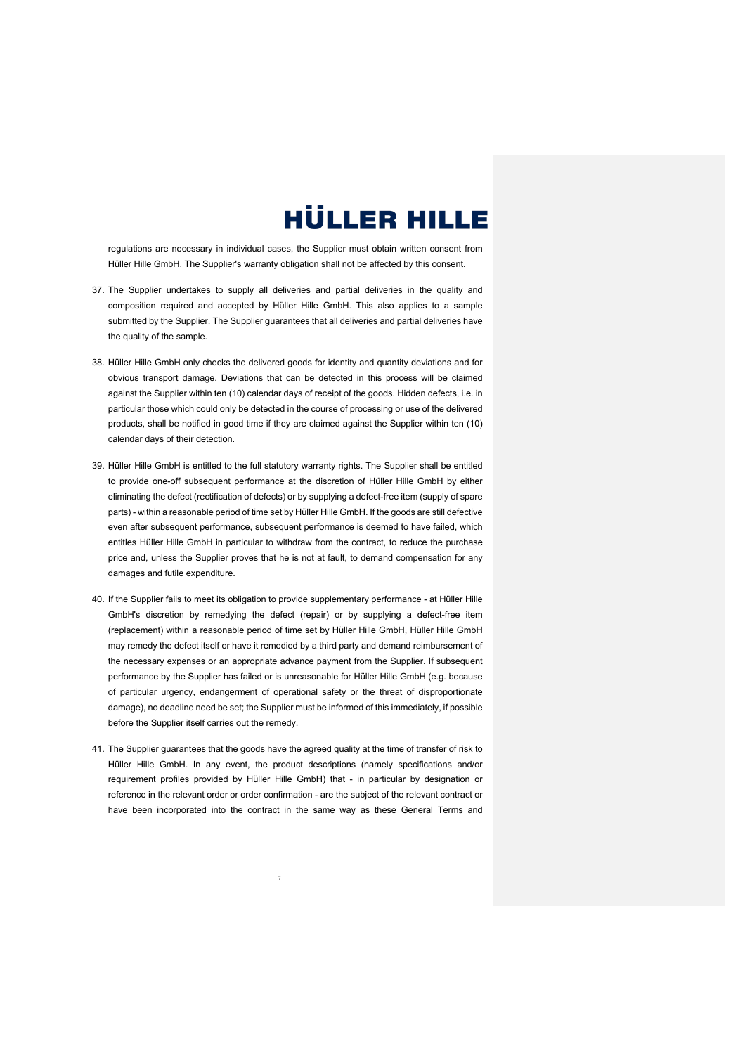regulations are necessary in individual cases, the Supplier must obtain written consent from Hüller Hille GmbH. The Supplier's warranty obligation shall not be affected by this consent.

37. The Supplier undertakes to supply all deliveries and partial deliveries in the quality and composition required and accepted by Hüller Hille GmbH. This also applies to a sample submitted by the Supplier. The Supplier guarantees that all deliveries and partial deliveries have the quality of the sample.

38. Hüller Hille GmbH only checks the delivered goods for identity and quantity deviations and for obvious transport damage. Deviations that can be detected in this process will be claimed against the Supplier within ten (10) calendar days of receipt of the goods. Hidden defects, i.e. in particular those which could only be detected in the course of processing or use of the delivered products, shall be notified in good time if they are claimed against the Supplier within ten (10) calendar days of their detection.

39. Hüller Hille GmbH is entitled to the full statutory warranty rights. The Supplier shall be entitled to provide one-off subsequent performance at the discretion of Hüller Hille GmbH by either eliminating the defect (rectification of defects) or by supplying a defect-free item (supply of spare parts) - within a reasonable period of time set by Hüller Hille GmbH. If the goods are still defective even after subsequent performance, subsequent performance is deemed to have failed, which entitles Hüller Hille GmbH in particular to withdraw from the contract, to reduce the purchase price and, unless the Supplier proves that he is not at fault, to demand compensation for any damages and futile expenditure.

40. If the Supplier fails to meet its obligation to provide supplementary performance - at Hüller Hille GmbH's discretion by remedying the defect (repair) or by supplying a defect-free item (replacement) within a reasonable period of time set by Hüller Hille GmbH, Hüller Hille GmbH may remedy the defect itself or have it remedied by a third party and demand reimbursement of the necessary expenses or an appropriate advance payment from the Supplier. If subsequent performance by the Supplier has failed or is unreasonable for Hüller Hille GmbH (e.g. because of particular urgency, endangerment of operational safety or the threat of disproportionate damage), no deadline need be set; the Supplier must be informed of this immediately, if possible before the Supplier itself carries out the remedy.

41. The Supplier guarantees that the goods have the agreed quality at the time of transfer of risk to Hüller Hille GmbH. In any event, the product descriptions (namely specifications and/or requirement profiles provided by Hüller Hille GmbH) that - in particular by designation or reference in the relevant order or order confirmation - are the subject of the relevant contract or have been incorporated into the contract in the same way as these General Terms and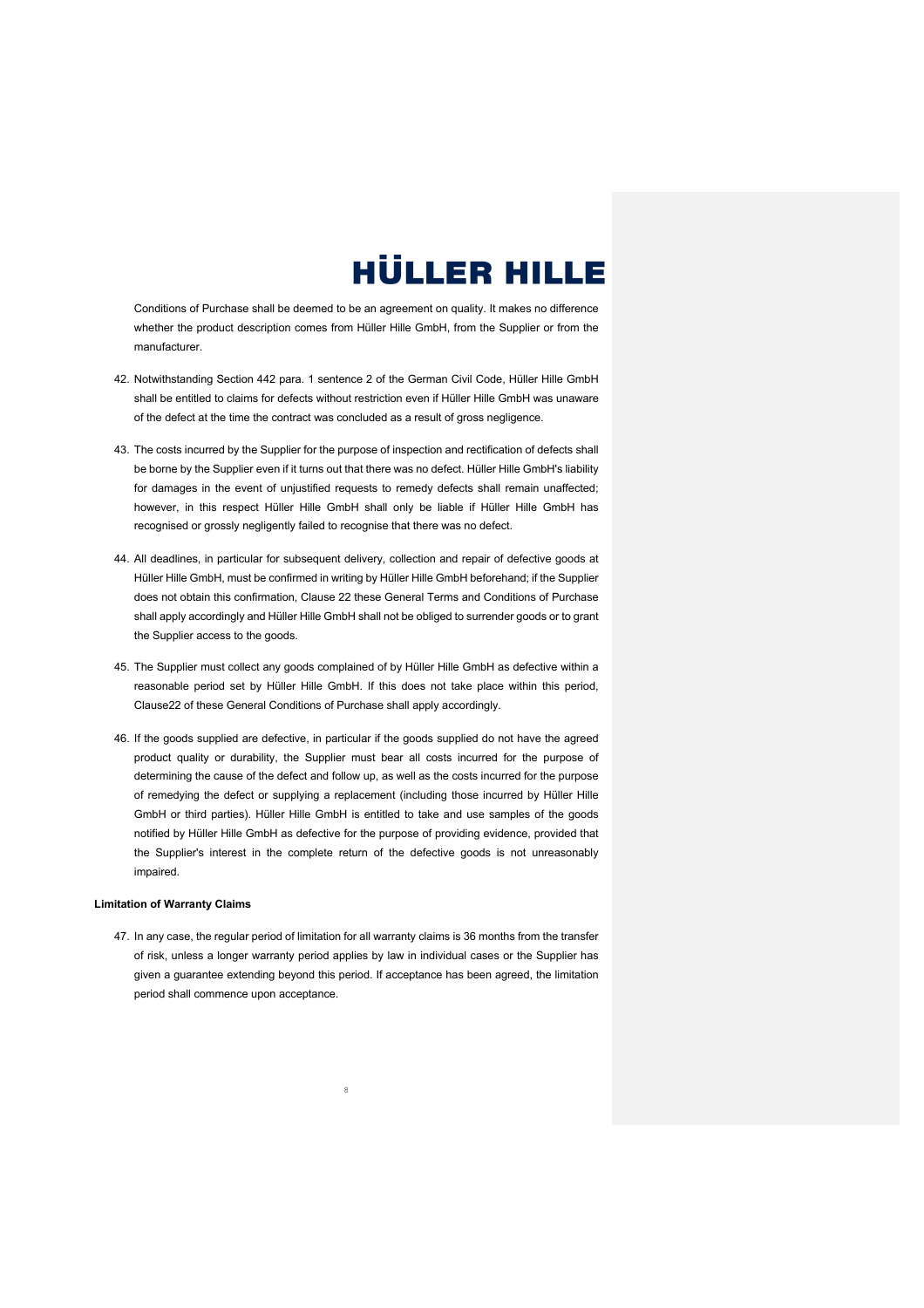Conditions of Purchase shall be deemed to be an agreement on quality. It makes no difference whether the product description comes from Hüller Hille GmbH, from the Supplier or from the manufacturer.

42. Notwithstanding Section 442 para. 1 sentence 2 of the German Civil Code, Hüller Hille GmbH shall be entitled to claims for defects without restriction even if Hüller Hille GmbH was unaware of the defect at the time the contract was concluded as a result of gross negligence.

43. The costs incurred by the Supplier for the purpose of inspection and rectification of defects shall be borne by the Supplier even if it turns out that there was no defect. Hüller Hille GmbH's liability for damages in the event of unjustified requests to remedy defects shall remain unaffected; however, in this respect Hüller Hille GmbH shall only be liable if Hüller Hille GmbH has recognised or grossly negligently failed to recognise that there was no defect.

44. All deadlines, in particular for subsequent delivery, collection and repair of defective goods at Hüller Hille GmbH, must be confirmed in writing by Hüller Hille GmbH beforehand; if the Supplier does not obtain this confirmation, Clause 22 these General Terms and Conditions of Purchase shall apply accordingly and Hüller Hille GmbH shall not be obliged to surrender goods or to grant the Supplier access to the goods.

45. The Supplier must collect any goods complained of by Hüller Hille GmbH as defective within a reasonable period set by Hüller Hille GmbH. If this does not take place within this period, Clause22 of these General Conditions of Purchase shall apply accordingly.

46. If the goods supplied are defective, in particular if the goods supplied do not have the agreed product quality or durability, the Supplier must bear all costs incurred for the purpose of determining the cause of the defect and follow up, as well as the costs incurred for the purpose of remedying the defect or supplying a replacement (including those incurred by Hüller Hille GmbH or third parties). Hüller Hille GmbH is entitled to take and use samples of the goods notified by Hüller Hille GmbH as defective for the purpose of providing evidence, provided that the Supplier's interest in the complete return of the defective goods is not unreasonably impaired.

**Limitation of Warranty Claims**

47. In any case, the regular period of limitation for all warranty claims is 36 months from the transfer of risk, unless a longer warranty period applies by law in individual cases or the Supplier has given a guarantee extending beyond this period. If acceptance has been agreed, the limitation period shall commence upon acceptance.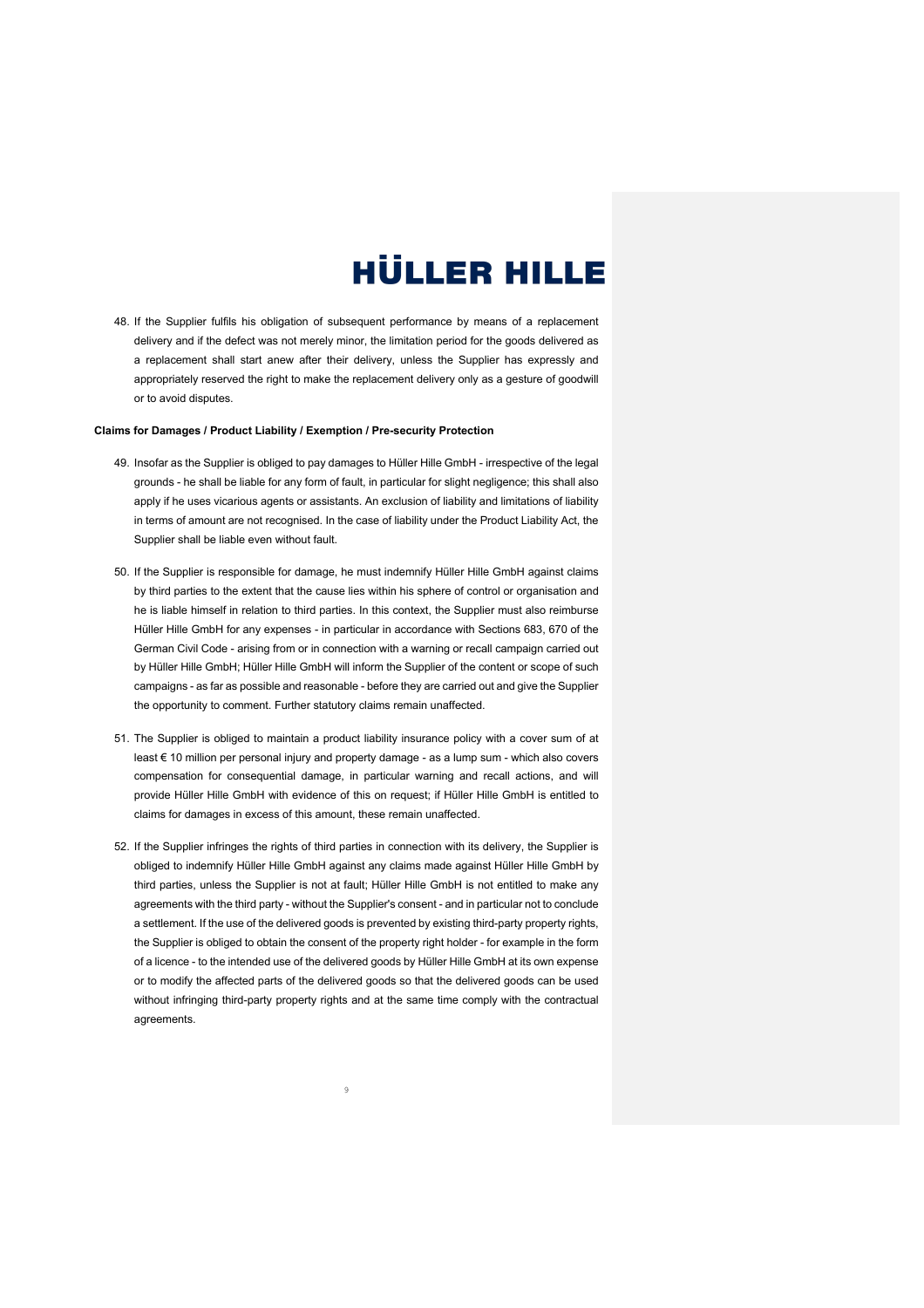48. If the Supplier fulfils his obligation of subsequent performance by means of a replacement delivery and if the defect was not merely minor, the limitation period for the goods delivered as a replacement shall start anew after their delivery, unless the Supplier has expressly and appropriately reserved the right to make the replacement delivery only as a gesture of goodwill or to avoid disputes.

**Claims for Damages / Product Liability / Exemption / Pre-security Protection**

49. Insofar as the Supplier is obliged to pay damages to Hüller Hille GmbH - irrespective of the legal grounds - he shall be liable for any form of fault, in particular for slight negligence; this shall also apply if he uses vicarious agents or assistants. An exclusion of liability and limitations of liability in terms of amount are not recognised. In the case of liability under the Product Liability Act, the Supplier shall be liable even without fault.

50. If the Supplier is responsible for damage, he must indemnify Hüller Hille GmbH against claims by third parties to the extent that the cause lies within his sphere of control or organisation and he is liable himself in relation to third parties. In this context, the Supplier must also reimburse Hüller Hille GmbH for any expenses - in particular in accordance with Sections 683, 670 of the German Civil Code - arising from or in connection with a warning or recall campaign carried out by Hüller Hille GmbH; Hüller Hille GmbH will inform the Supplier of the content or scope of such campaigns - as far as possible and reasonable - before they are carried out and give the Supplier the opportunity to comment. Further statutory claims remain unaffected.

51. The Supplier is obliged to maintain a product liability insurance policy with a cover sum of at least € 10 million per personal injury and property damage - as a lump sum - which also covers compensation for consequential damage, in particular warning and recall actions, and will provide Hüller Hille GmbH with evidence of this on request; if Hüller Hille GmbH is entitled to claims for damages in excess of this amount, these remain unaffected.

52. If the Supplier infringes the rights of third parties in connection with its delivery, the Supplier is obliged to indemnify Hüller Hille GmbH against any claims made against Hüller Hille GmbH by third parties, unless the Supplier is not at fault; Hüller Hille GmbH is not entitled to make any agreements with the third party - without the Supplier's consent - and in particular not to conclude a settlement. If the use of the delivered goods is prevented by existing third-party property rights, the Supplier is obliged to obtain the consent of the property right holder - for example in the form of a licence - to the intended use of the delivered goods by Hüller Hille GmbH at its own expense or to modify the affected parts of the delivered goods so that the delivered goods can be used without infringing third-party property rights and at the same time comply with the contractual agreements.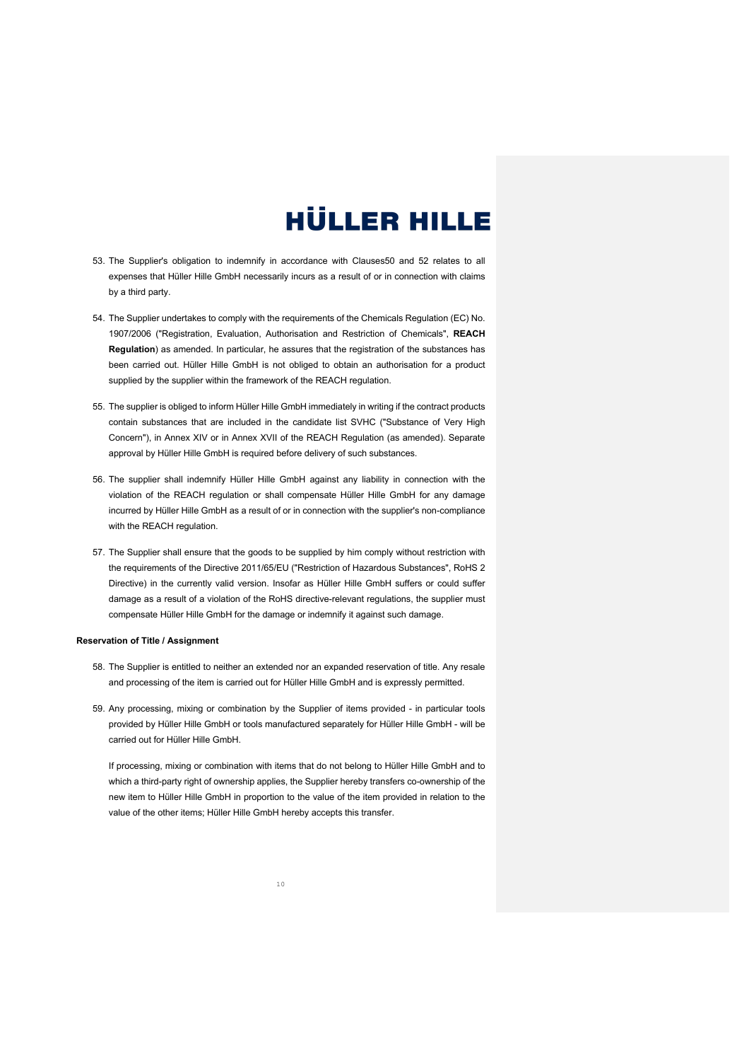53. The Supplier's obligation to indemnify in accordance with Clauses50 and 52 relates to all expenses that Hüller Hille GmbH necessarily incurs as a result of or in connection with claims by a third party.

54. The Supplier undertakes to comply with the requirements of the Chemicals Regulation (EC) No. 1907/2006 ("Registration, Evaluation, Authorisation and Restriction of Chemicals", **REACH Regulation**) as amended. In particular, he assures that the registration of the substances has been carried out. Hüller Hille GmbH is not obliged to obtain an authorisation for a product supplied by the supplier within the framework of the REACH regulation.

55. The supplier is obliged to inform Hüller Hille GmbH immediately in writing if the contract products contain substances that are included in the candidate list SVHC ("Substance of Very High Concern"), in Annex XIV or in Annex XVII of the REACH Regulation (as amended). Separate approval by Hüller Hille GmbH is required before delivery of such substances.

56. The supplier shall indemnify Hüller Hille GmbH against any liability in connection with the violation of the REACH regulation or shall compensate Hüller Hille GmbH for any damage incurred by Hüller Hille GmbH as a result of or in connection with the supplier's non-compliance with the REACH regulation.

57. The Supplier shall ensure that the goods to be supplied by him comply without restriction with the requirements of the Directive 2011/65/EU ("Restriction of Hazardous Substances", RoHS 2 Directive) in the currently valid version. Insofar as Hüller Hille GmbH suffers or could suffer damage as a result of a violation of the RoHS directive-relevant regulations, the supplier must compensate Hüller Hille GmbH for the damage or indemnify it against such damage.

**Reservation of Title / Assignment**

58. The Supplier is entitled to neither an extended nor an expanded reservation of title. Any resale and processing of the item is carried out for Hüller Hille GmbH and is expressly permitted.

59. Any processing, mixing or combination by the Supplier of items provided - in particular tools provided by Hüller Hille GmbH or tools manufactured separately for Hüller Hille GmbH - will be carried out for Hüller Hille GmbH.

    If processing, mixing or combination with items that do not belong to Hüller Hille GmbH and to which a third-party right of ownership applies, the Supplier hereby transfers co-ownership of the new item to Hüller Hille GmbH in proportion to the value of the item provided in relation to the value of the other items; Hüller Hille GmbH hereby accepts this transfer.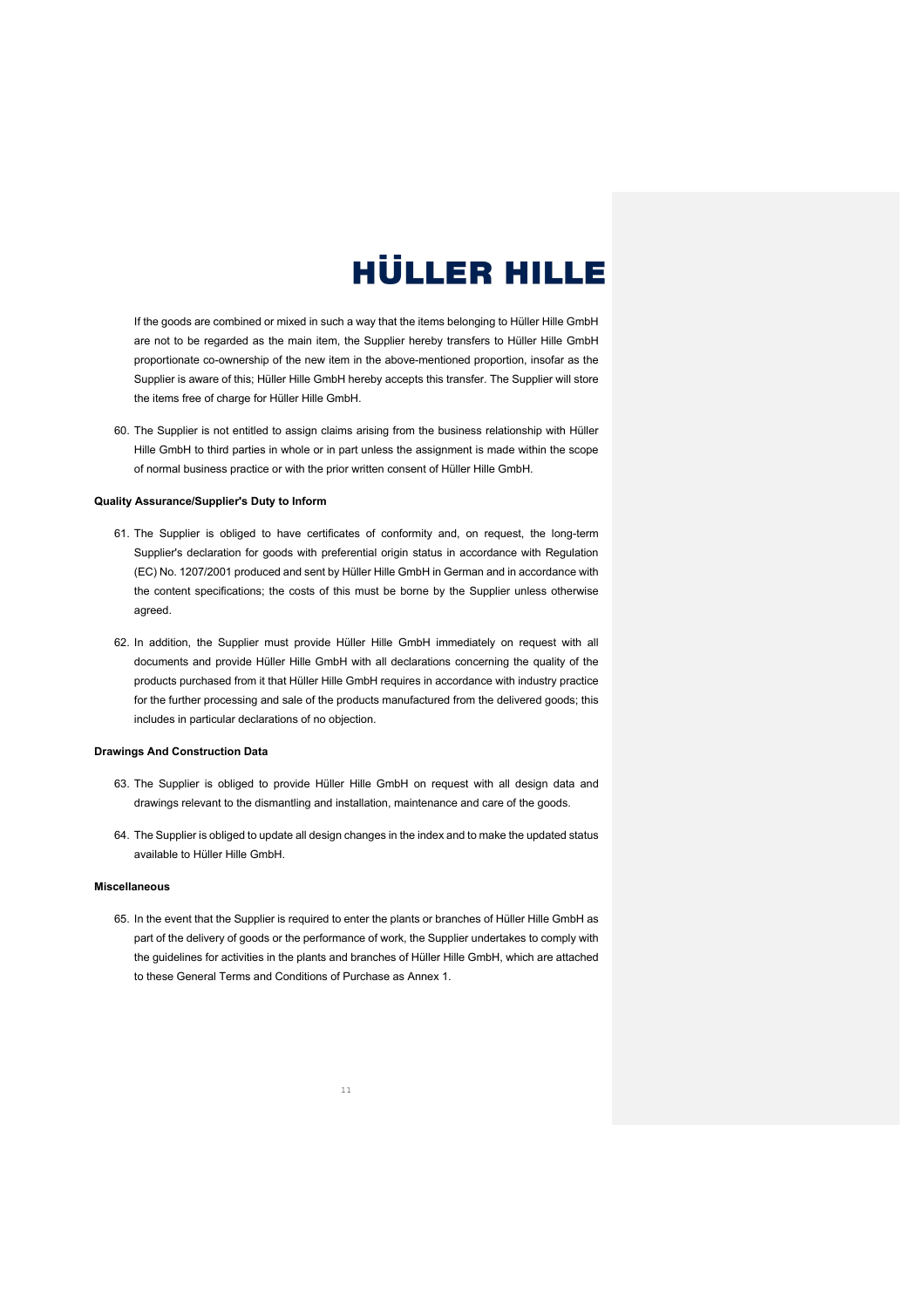If the goods are combined or mixed in such a way that the items belonging to Hüller Hille GmbH are not to be regarded as the main item, the Supplier hereby transfers to Hüller Hille GmbH proportionate co-ownership of the new item in the above-mentioned proportion, insofar as the Supplier is aware of this; Hüller Hille GmbH hereby accepts this transfer. The Supplier will store the items free of charge for Hüller Hille GmbH.

60. The Supplier is not entitled to assign claims arising from the business relationship with Hüller Hille GmbH to third parties in whole or in part unless the assignment is made within the scope of normal business practice or with the prior written consent of Hüller Hille GmbH.

**Quality Assurance/Supplier's Duty to Inform**

61. The Supplier is obliged to have certificates of conformity and, on request, the long-term Supplier's declaration for goods with preferential origin status in accordance with Regulation (EC) No. 1207/2001 produced and sent by Hüller Hille GmbH in German and in accordance with the content specifications; the costs of this must be borne by the Supplier unless otherwise agreed.

62. In addition, the Supplier must provide Hüller Hille GmbH immediately on request with all documents and provide Hüller Hille GmbH with all declarations concerning the quality of the products purchased from it that Hüller Hille GmbH requires in accordance with industry practice for the further processing and sale of the products manufactured from the delivered goods; this includes in particular declarations of no objection.

**Drawings And Construction Data**

63. The Supplier is obliged to provide Hüller Hille GmbH on request with all design data and drawings relevant to the dismantling and installation, maintenance and care of the goods.

64. The Supplier is obliged to update all design changes in the index and to make the updated status available to Hüller Hille GmbH.

**Miscellaneous**

65. In the event that the Supplier is required to enter the plants or branches of Hüller Hille GmbH as part of the delivery of goods or the performance of work, the Supplier undertakes to comply with the guidelines for activities in the plants and branches of Hüller Hille GmbH, which are attached to these General Terms and Conditions of Purchase as Annex 1.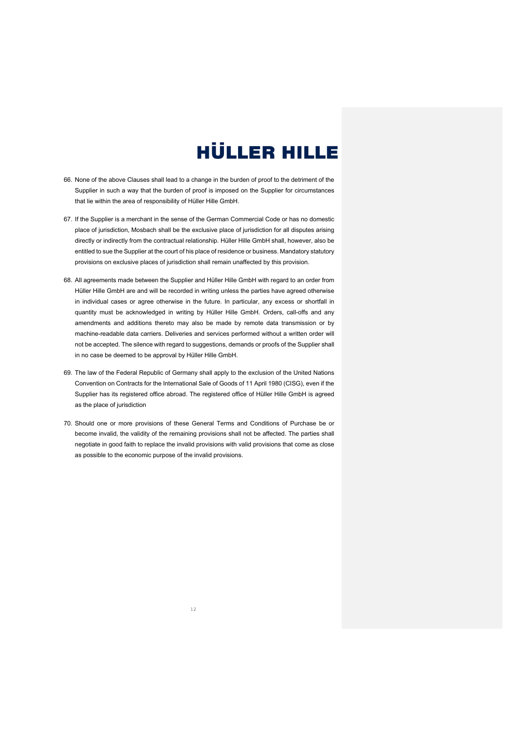66. None of the above Clauses shall lead to a change in the burden of proof to the detriment of the Supplier in such a way that the burden of proof is imposed on the Supplier for circumstances that lie within the area of responsibility of Hüller Hille GmbH.

67. If the Supplier is a merchant in the sense of the German Commercial Code or has no domestic place of jurisdiction, Mosbach shall be the exclusive place of jurisdiction for all disputes arising directly or indirectly from the contractual relationship. Hüller Hille GmbH shall, however, also be entitled to sue the Supplier at the court of his place of residence or business. Mandatory statutory provisions on exclusive places of jurisdiction shall remain unaffected by this provision.

68. All agreements made between the Supplier and Hüller Hille GmbH with regard to an order from Hüller Hille GmbH are and will be recorded in writing unless the parties have agreed otherwise in individual cases or agree otherwise in the future. In particular, any excess or shortfall in quantity must be acknowledged in writing by Hüller Hille GmbH. Orders, call-offs and any amendments and additions thereto may also be made by remote data transmission or by machine-readable data carriers. Deliveries and services performed without a written order will not be accepted. The silence with regard to suggestions, demands or proofs of the Supplier shall in no case be deemed to be approval by Hüller Hille GmbH.

69. The law of the Federal Republic of Germany shall apply to the exclusion of the United Nations Convention on Contracts for the International Sale of Goods of 11 April 1980 (CISG), even if the Supplier has its registered office abroad. The registered office of Hüller Hille GmbH is agreed as the place of jurisdiction

70. Should one or more provisions of these General Terms and Conditions of Purchase be or become invalid, the validity of the remaining provisions shall not be affected. The parties shall negotiate in good faith to replace the invalid provisions with valid provisions that come as close as possible to the economic purpose of the invalid provisions.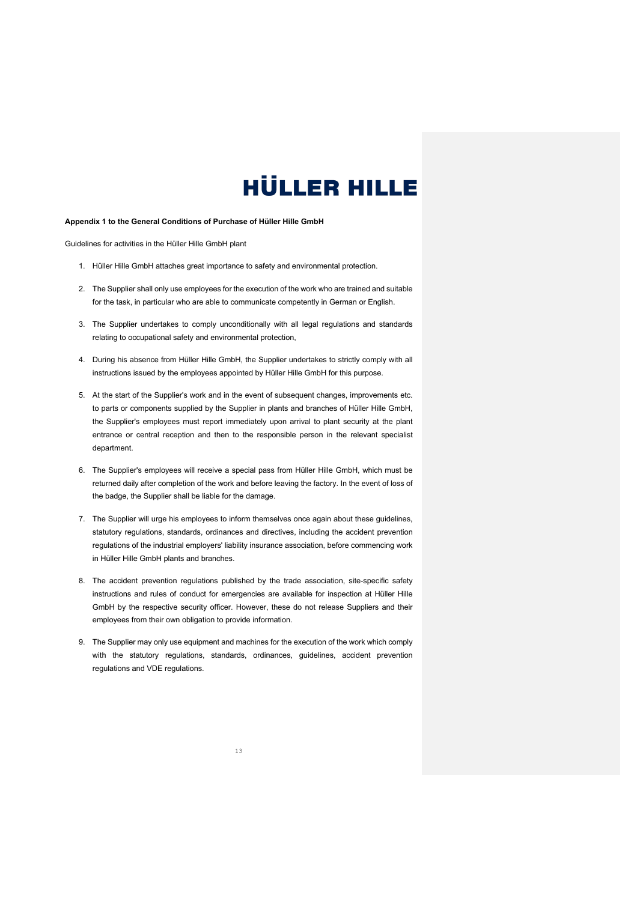# HÜLLER HILLE

**Appendix 1 to the General Conditions of Purchase of Hüller Hille GmbH**

Guidelines for activities in the Hüller Hille GmbH plant

1. Hüller Hille GmbH attaches great importance to safety and environmental protection.
2. The Supplier shall only use employees for the execution of the work who are trained and suitable for the task, in particular who are able to communicate competently in German or English.
3. The Supplier undertakes to comply unconditionally with all legal regulations and standards relating to occupational safety and environmental protection,
4. During his absence from Hüller Hille GmbH, the Supplier undertakes to strictly comply with all instructions issued by the employees appointed by Hüller Hille GmbH for this purpose.
5. At the start of the Supplier's work and in the event of subsequent changes, improvements etc. to parts or components supplied by the Supplier in plants and branches of Hüller Hille GmbH, the Supplier's employees must report immediately upon arrival to plant security at the plant entrance or central reception and then to the responsible person in the relevant specialist department.
6. The Supplier's employees will receive a special pass from Hüller Hille GmbH, which must be returned daily after completion of the work and before leaving the factory. In the event of loss of the badge, the Supplier shall be liable for the damage.
7. The Supplier will urge his employees to inform themselves once again about these guidelines, statutory regulations, standards, ordinances and directives, including the accident prevention regulations of the industrial employers' liability insurance association, before commencing work in Hüller Hille GmbH plants and branches.
8. The accident prevention regulations published by the trade association, site-specific safety instructions and rules of conduct for emergencies are available for inspection at Hüller Hille GmbH by the respective security officer. However, these do not release Suppliers and their employees from their own obligation to provide information.
9. The Supplier may only use equipment and machines for the execution of the work which comply with the statutory regulations, standards, ordinances, guidelines, accident prevention regulations and VDE regulations.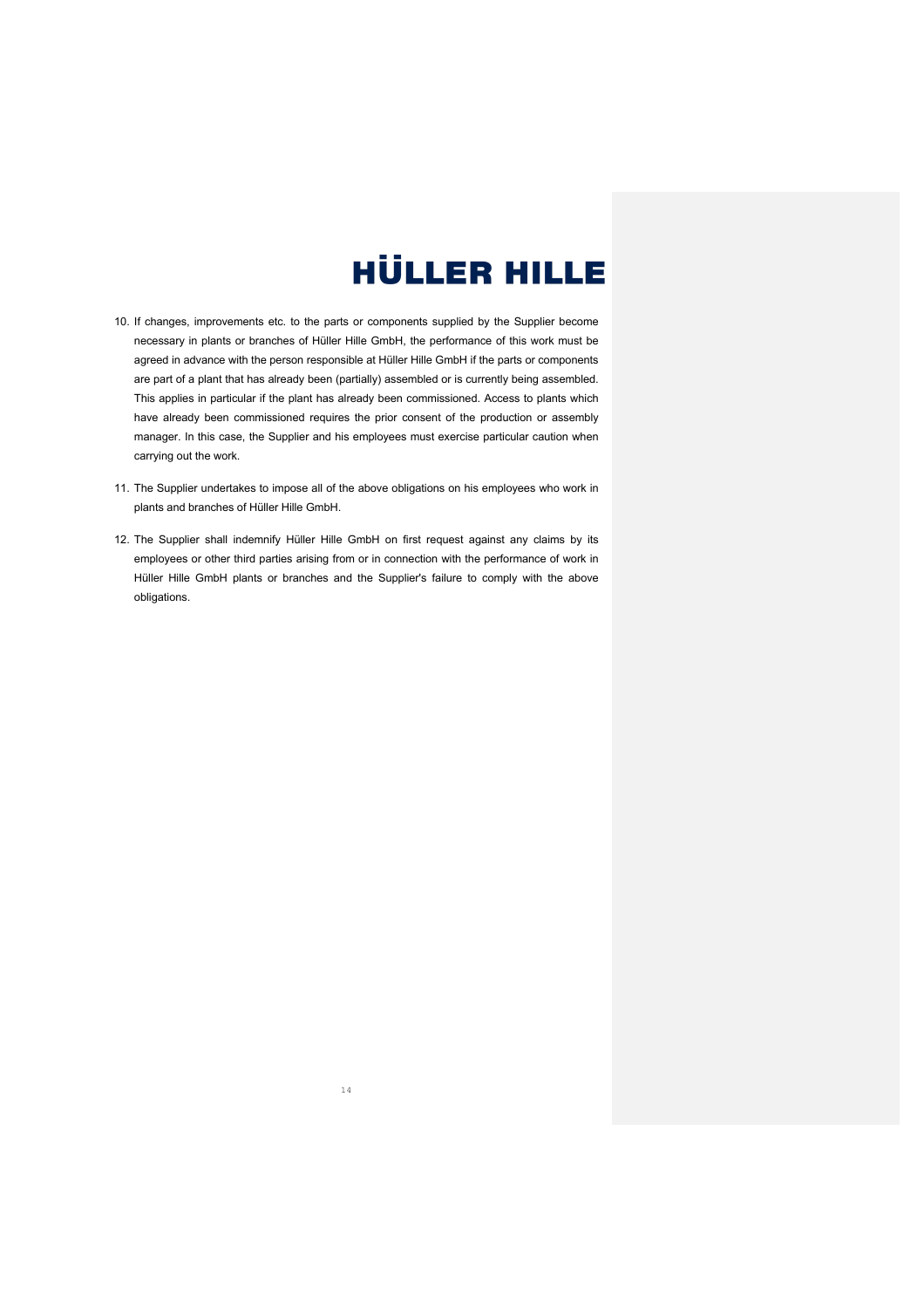10. If changes, improvements etc. to the parts or components supplied by the Supplier become necessary in plants or branches of Hüller Hille GmbH, the performance of this work must be agreed in advance with the person responsible at Hüller Hille GmbH if the parts or components are part of a plant that has already been (partially) assembled or is currently being assembled. This applies in particular if the plant has already been commissioned. Access to plants which have already been commissioned requires the prior consent of the production or assembly manager. In this case, the Supplier and his employees must exercise particular caution when carrying out the work.

11. The Supplier undertakes to impose all of the above obligations on his employees who work in plants and branches of Hüller Hille GmbH.

12. The Supplier shall indemnify Hüller Hille GmbH on first request against any claims by its employees or other third parties arising from or in connection with the performance of work in Hüller Hille GmbH plants or branches and the Supplier's failure to comply with the above obligations.